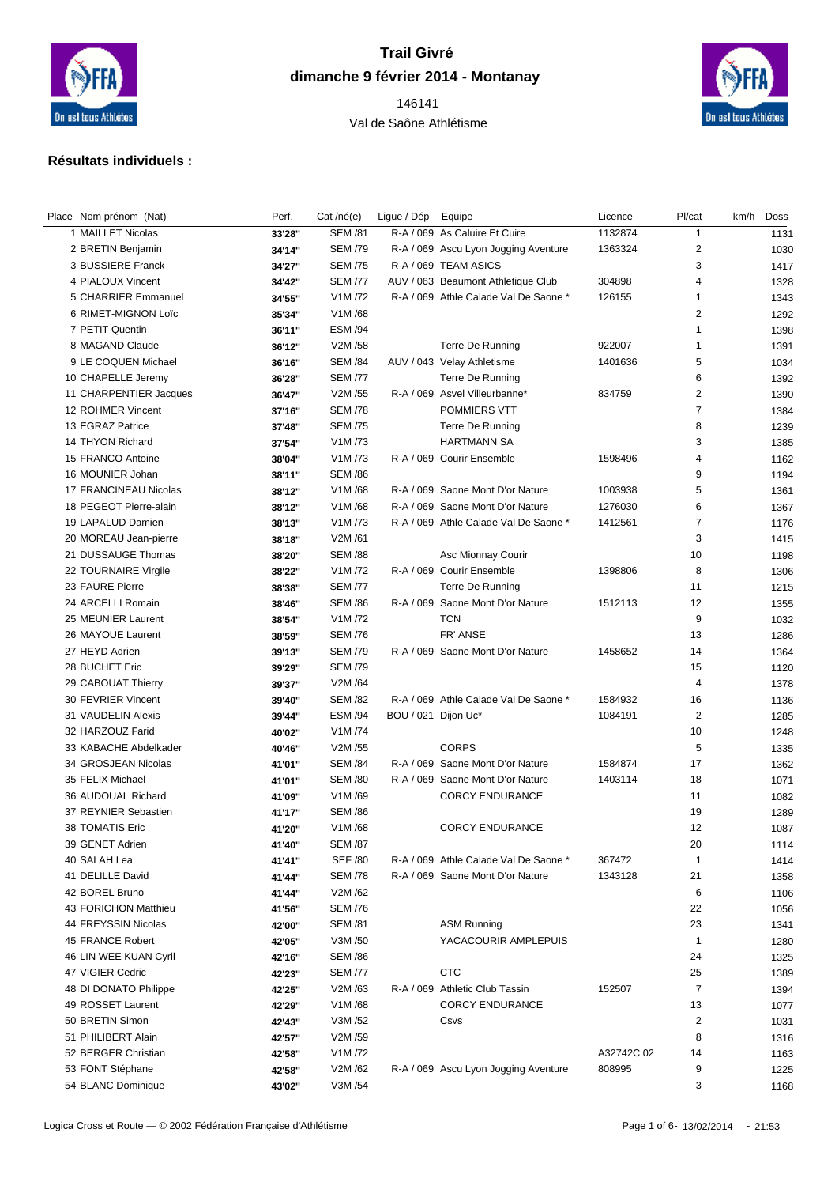# Trail Givré

## dimanche 9 février 2014 - Montanay

146141

Val de Saône Athlétisme

### Résultats individuels :

| Place | Nom prénom (Nat) | Perf. | Cat /né(e) | Ligue / Dép | Equipe | Licence | Pl/cat | km/h | Doss |
|---|---|---|---|---|---|---|---|---|---|
| 1 | MAILLET Nicolas | 33'28'' | SEM /81 | R-A / 069 | As Caluire Et Cuire | 1132874 | 1 | | 1131 |
| 2 | BRETIN Benjamin | 34'14'' | SEM /79 | R-A / 069 | Ascu Lyon Jogging Aventure | 1363324 | 2 | | 1030 |
| 3 | BUSSIERE Franck | 34'27'' | SEM /75 | R-A / 069 | TEAM ASICS | | 3 | | 1417 |
| 4 | PIALOUX Vincent | 34'42'' | SEM /77 | AUV / 063 | Beaumont Athletique Club | 304898 | 4 | | 1328 |
| 5 | CHARRIER Emmanuel | 34'55'' | V1M /72 | R-A / 069 | Athle Calade Val De Saone * | 126155 | 1 | | 1343 |
| 6 | RIMET-MIGNON Loïc | 35'34'' | V1M /68 | | | | 2 | | 1292 |
| 7 | PETIT Quentin | 36'11'' | ESM /94 | | | | 1 | | 1398 |
| 8 | MAGAND Claude | 36'12'' | V2M /58 | | Terre De Running | 922007 | 1 | | 1391 |
| 9 | LE COQUEN Michael | 36'16'' | SEM /84 | AUV / 043 | Velay Athletisme | 1401636 | 5 | | 1034 |
| 10 | CHAPELLE Jeremy | 36'28'' | SEM /77 | | Terre De Running | | 6 | | 1392 |
| 11 | CHARPENTIER Jacques | 36'47'' | V2M /55 | R-A / 069 | Asvel Villeurbanne* | 834759 | 2 | | 1390 |
| 12 | ROHMER Vincent | 37'16'' | SEM /78 | | POMMIERS VTT | | 7 | | 1384 |
| 13 | EGRAZ Patrice | 37'48'' | SEM /75 | | Terre De Running | | 8 | | 1239 |
| 14 | THYON Richard | 37'54'' | V1M /73 | | HARTMANN SA | | 3 | | 1385 |
| 15 | FRANCO Antoine | 38'04'' | V1M /73 | R-A / 069 | Courir Ensemble | 1598496 | 4 | | 1162 |
| 16 | MOUNIER Johan | 38'11'' | SEM /86 | | | | 9 | | 1194 |
| 17 | FRANCINEAU Nicolas | 38'12'' | V1M /68 | R-A / 069 | Saone Mont D'or Nature | 1003938 | 5 | | 1361 |
| 18 | PEGEOT Pierre-alain | 38'12'' | V1M /68 | R-A / 069 | Saone Mont D'or Nature | 1276030 | 6 | | 1367 |
| 19 | LAPALUD Damien | 38'13'' | V1M /73 | R-A / 069 | Athle Calade Val De Saone * | 1412561 | 7 | | 1176 |
| 20 | MOREAU Jean-pierre | 38'18'' | V2M /61 | | | | 3 | | 1415 |
| 21 | DUSSAUGE Thomas | 38'20'' | SEM /88 | | Asc Mionnay Courir | | 10 | | 1198 |
| 22 | TOURNAIRE Virgile | 38'22'' | V1M /72 | R-A / 069 | Courir Ensemble | 1398806 | 8 | | 1306 |
| 23 | FAURE Pierre | 38'38'' | SEM /77 | | Terre De Running | | 11 | | 1215 |
| 24 | ARCELLI Romain | 38'46'' | SEM /86 | R-A / 069 | Saone Mont D'or Nature | 1512113 | 12 | | 1355 |
| 25 | MEUNIER Laurent | 38'54'' | V1M /72 | | TCN | | 9 | | 1032 |
| 26 | MAYOUE Laurent | 38'59'' | SEM /76 | | FR' ANSE | | 13 | | 1286 |
| 27 | HEYD Adrien | 39'13'' | SEM /79 | R-A / 069 | Saone Mont D'or Nature | 1458652 | 14 | | 1364 |
| 28 | BUCHET Eric | 39'29'' | SEM /79 | | | | 15 | | 1120 |
| 29 | CABOUAT Thierry | 39'37'' | V2M /64 | | | | 4 | | 1378 |
| 30 | FEVRIER Vincent | 39'40'' | SEM /82 | R-A / 069 | Athle Calade Val De Saone * | 1584932 | 16 | | 1136 |
| 31 | VAUDELIN Alexis | 39'44'' | ESM /94 | BOU / 021 | Dijon Uc* | 1084191 | 2 | | 1285 |
| 32 | HARZOUZ Farid | 40'02'' | V1M /74 | | | | 10 | | 1248 |
| 33 | KABACHE Abdelkader | 40'46'' | V2M /55 | | CORPS | | 5 | | 1335 |
| 34 | GROSJEAN Nicolas | 41'01'' | SEM /84 | R-A / 069 | Saone Mont D'or Nature | 1584874 | 17 | | 1362 |
| 35 | FELIX Michael | 41'01'' | SEM /80 | R-A / 069 | Saone Mont D'or Nature | 1403114 | 18 | | 1071 |
| 36 | AUDOUAL Richard | 41'09'' | V1M /69 | | CORCY ENDURANCE | | 11 | | 1082 |
| 37 | REYNIER Sebastien | 41'17'' | SEM /86 | | | | 19 | | 1289 |
| 38 | TOMATIS Eric | 41'20'' | V1M /68 | | CORCY ENDURANCE | | 12 | | 1087 |
| 39 | GENET Adrien | 41'40'' | SEM /87 | | | | 20 | | 1114 |
| 40 | SALAH Lea | 41'41'' | SEF /80 | R-A / 069 | Athle Calade Val De Saone * | 367472 | 1 | | 1414 |
| 41 | DELILLE David | 41'44'' | SEM /78 | R-A / 069 | Saone Mont D'or Nature | 1343128 | 21 | | 1358 |
| 42 | BOREL Bruno | 41'44'' | V2M /62 | | | | 6 | | 1106 |
| 43 | FORICHON Matthieu | 41'56'' | SEM /76 | | | | 22 | | 1056 |
| 44 | FREYSSIN Nicolas | 42'00'' | SEM /81 | | ASM Running | | 23 | | 1341 |
| 45 | FRANCE Robert | 42'05'' | V3M /50 | | YACACOURIR AMPLEPUIS | | 1 | | 1280 |
| 46 | LIN WEE KUAN Cyril | 42'16'' | SEM /86 | | | | 24 | | 1325 |
| 47 | VIGIER Cedric | 42'23'' | SEM /77 | | CTC | | 25 | | 1389 |
| 48 | DI DONATO Philippe | 42'25'' | V2M /63 | R-A / 069 | Athletic Club Tassin | 152507 | 7 | | 1394 |
| 49 | ROSSET Laurent | 42'29'' | V1M /68 | | CORCY ENDURANCE | | 13 | | 1077 |
| 50 | BRETIN Simon | 42'43'' | V3M /52 | | Csvs | | 2 | | 1031 |
| 51 | PHILIBERT Alain | 42'57'' | V2M /59 | | | | 8 | | 1316 |
| 52 | BERGER Christian | 42'58'' | V1M /72 | | | A32742C 02 | 14 | | 1163 |
| 53 | FONT Stéphane | 42'58'' | V2M /62 | R-A / 069 | Ascu Lyon Jogging Aventure | 808995 | 9 | | 1225 |
| 54 | BLANC Dominique | 43'02'' | V3M /54 | | | | 3 | | 1168 |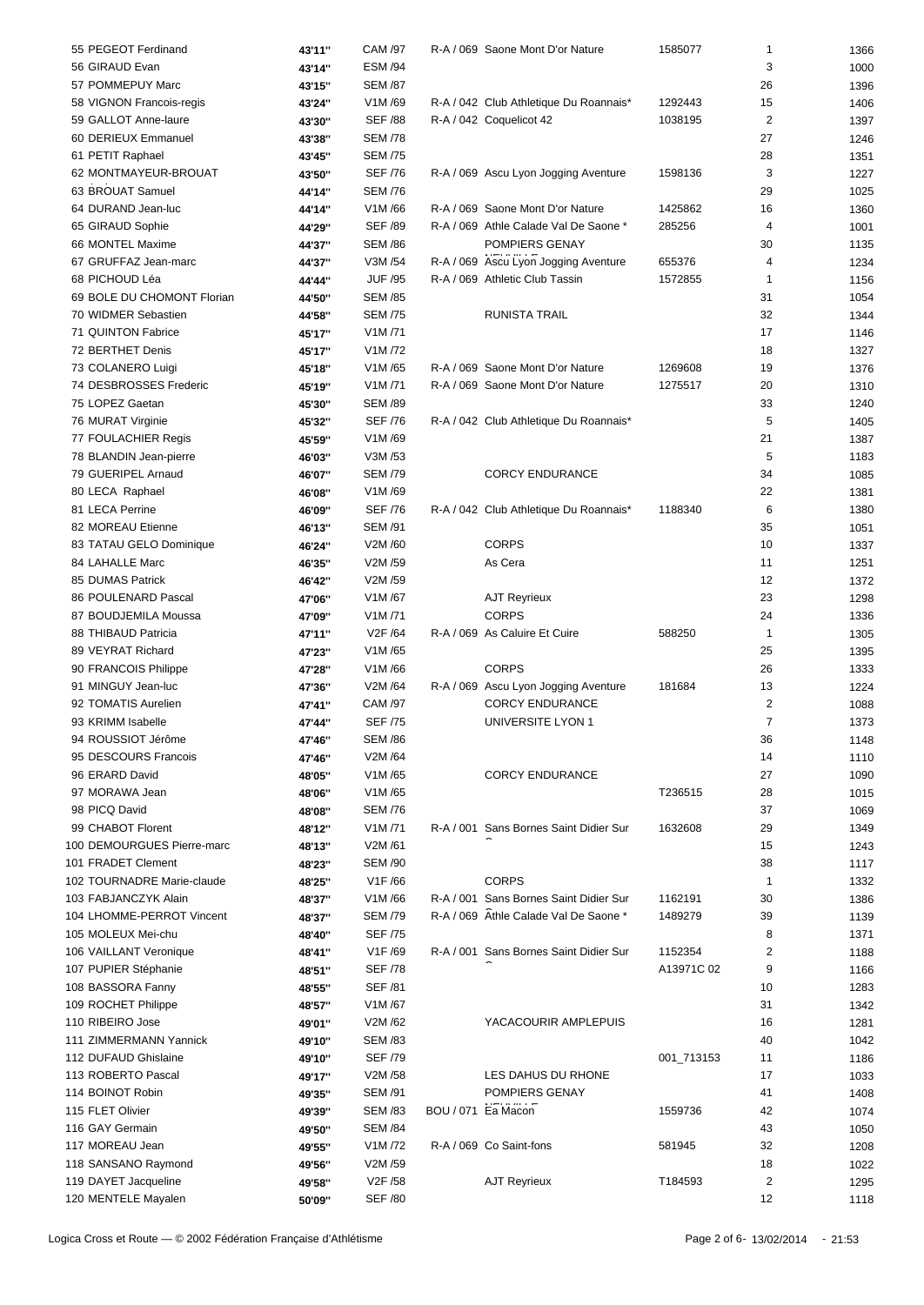| Rank | Name | Time | Category | Club | License | Cat. rank | Bib |
|---|---|---|---|---|---|---|---|
| 55 | PEGEOT Ferdinand | 43'11'' | CAM /97 | R-A / 069 Saone Mont D'or Nature | 1585077 | 1 | 1366 |
| 56 | GIRAUD Evan | 43'14'' | ESM /94 | | | 3 | 1000 |
| 57 | POMMEPUY Marc | 43'15'' | SEM /87 | | | 26 | 1396 |
| 58 | VIGNON Francois-regis | 43'24'' | V1M /69 | R-A / 042 Club Athletique Du Roannais* | 1292443 | 15 | 1406 |
| 59 | GALLOT Anne-laure | 43'30'' | SEF /88 | R-A / 042 Coquelicot 42 | 1038195 | 2 | 1397 |
| 60 | DERIEUX Emmanuel | 43'38'' | SEM /78 | | | 27 | 1246 |
| 61 | PETIT Raphael | 43'45'' | SEM /75 | | | 28 | 1351 |
| 62 | MONTMAYEUR-BROUAT | 43'50'' | SEF /76 | R-A / 069 Ascu Lyon Jogging Aventure | 1598136 | 3 | 1227 |
| 63 | BROUAT Samuel | 44'14'' | SEM /76 | | | 29 | 1025 |
| 64 | DURAND Jean-luc | 44'14'' | V1M /66 | R-A / 069 Saone Mont D'or Nature | 1425862 | 16 | 1360 |
| 65 | GIRAUD Sophie | 44'29'' | SEF /89 | R-A / 069 Athle Calade Val De Saone * | 285256 | 4 | 1001 |
| 66 | MONTEL Maxime | 44'37'' | SEM /86 | POMPIERS GENAY | | 30 | 1135 |
| 67 | GRUFFAZ Jean-marc | 44'37'' | V3M /54 | R-A / 069 Ascu Lyon Jogging Aventure | 655376 | 4 | 1234 |
| 68 | PICHOUD Léa | 44'44'' | JUF /95 | R-A / 069 Athletic Club Tassin | 1572855 | 1 | 1156 |
| 69 | BOLE DU CHOMONT Florian | 44'50'' | SEM /85 | | | 31 | 1054 |
| 70 | WIDMER Sebastien | 44'58'' | SEM /75 | RUNISTA TRAIL | | 32 | 1344 |
| 71 | QUINTON Fabrice | 45'17'' | V1M /71 | | | 17 | 1146 |
| 72 | BERTHET Denis | 45'17'' | V1M /72 | | | 18 | 1327 |
| 73 | COLANERO Luigi | 45'18'' | V1M /65 | R-A / 069 Saone Mont D'or Nature | 1269608 | 19 | 1376 |
| 74 | DESBROSSES Frederic | 45'19'' | V1M /71 | R-A / 069 Saone Mont D'or Nature | 1275517 | 20 | 1310 |
| 75 | LOPEZ Gaetan | 45'30'' | SEM /89 | | | 33 | 1240 |
| 76 | MURAT Virginie | 45'32'' | SEF /76 | R-A / 042 Club Athletique Du Roannais* | | 5 | 1405 |
| 77 | FOULACHIER Regis | 45'59'' | V1M /69 | | | 21 | 1387 |
| 78 | BLANDIN Jean-pierre | 46'03'' | V3M /53 | | | 5 | 1183 |
| 79 | GUERIPEL Arnaud | 46'07'' | SEM /79 | CORCY ENDURANCE | | 34 | 1085 |
| 80 | LECA Raphael | 46'08'' | V1M /69 | | | 22 | 1381 |
| 81 | LECA Perrine | 46'09'' | SEF /76 | R-A / 042 Club Athletique Du Roannais* | 1188340 | 6 | 1380 |
| 82 | MOREAU Etienne | 46'13'' | SEM /91 | | | 35 | 1051 |
| 83 | TATAU GELO Dominique | 46'24'' | V2M /60 | CORPS | | 10 | 1337 |
| 84 | LAHALLE Marc | 46'35'' | V2M /59 | As Cera | | 11 | 1251 |
| 85 | DUMAS Patrick | 46'42'' | V2M /59 | | | 12 | 1372 |
| 86 | POULENARD Pascal | 47'06'' | V1M /67 | AJT Reyrieux | | 23 | 1298 |
| 87 | BOUDJEMILA Moussa | 47'09'' | V1M /71 | CORPS | | 24 | 1336 |
| 88 | THIBAUD Patricia | 47'11'' | V2F /64 | R-A / 069 As Caluire Et Cuire | 588250 | 1 | 1305 |
| 89 | VEYRAT Richard | 47'23'' | V1M /65 | | | 25 | 1395 |
| 90 | FRANCOIS Philippe | 47'28'' | V1M /66 | CORPS | | 26 | 1333 |
| 91 | MINGUY Jean-luc | 47'36'' | V2M /64 | R-A / 069 Ascu Lyon Jogging Aventure | 181684 | 13 | 1224 |
| 92 | TOMATIS Aurelien | 47'41'' | CAM /97 | CORCY ENDURANCE | | 2 | 1088 |
| 93 | KRIMM Isabelle | 47'44'' | SEF /75 | UNIVERSITE LYON 1 | | 7 | 1373 |
| 94 | ROUSSIOT Jérôme | 47'46'' | SEM /86 | | | 36 | 1148 |
| 95 | DESCOURS Francois | 47'46'' | V2M /64 | | | 14 | 1110 |
| 96 | ERARD David | 48'05'' | V1M /65 | CORCY ENDURANCE | | 27 | 1090 |
| 97 | MORAWA Jean | 48'06'' | V1M /65 | | T236515 | 28 | 1015 |
| 98 | PICQ David | 48'08'' | SEM /76 | | | 37 | 1069 |
| 99 | CHABOT Florent | 48'12'' | V1M /71 | R-A / 001 Sans Bornes Saint Didier Sur | 1632608 | 29 | 1349 |
| 100 | DEMOURGUES Pierre-marc | 48'13'' | V2M /61 | | | 15 | 1243 |
| 101 | FRADET Clement | 48'23'' | SEM /90 | | | 38 | 1117 |
| 102 | TOURNADRE Marie-claude | 48'25'' | V1F /66 | CORPS | | 1 | 1332 |
| 103 | FABJANCZYK Alain | 48'37'' | V1M /66 | R-A / 001 Sans Bornes Saint Didier Sur | 1162191 | 30 | 1386 |
| 104 | LHOMME-PERROT Vincent | 48'37'' | SEM /79 | R-A / 069 Athle Calade Val De Saone * | 1489279 | 39 | 1139 |
| 105 | MOLEUX Mei-chu | 48'40'' | SEF /75 | | | 8 | 1371 |
| 106 | VAILLANT Veronique | 48'41'' | V1F /69 | R-A / 001 Sans Bornes Saint Didier Sur | 1152354 | 2 | 1188 |
| 107 | PUPIER Stéphanie | 48'51'' | SEF /78 | | A13971C 02 | 9 | 1166 |
| 108 | BASSORA Fanny | 48'55'' | SEF /81 | | | 10 | 1283 |
| 109 | ROCHET Philippe | 48'57'' | V1M /67 | | | 31 | 1342 |
| 110 | RIBEIRO Jose | 49'01'' | V2M /62 | YACACOURIR AMPLEPUIS | | 16 | 1281 |
| 111 | ZIMMERMANN Yannick | 49'10'' | SEM /83 | | | 40 | 1042 |
| 112 | DUFAUD Ghislaine | 49'10'' | SEF /79 | | 001_713153 | 11 | 1186 |
| 113 | ROBERTO Pascal | 49'17'' | V2M /58 | LES DAHUS DU RHONE | | 17 | 1033 |
| 114 | BOINOT Robin | 49'35'' | SEM /91 | POMPIERS GENAY | | 41 | 1408 |
| 115 | FLET Olivier | 49'39'' | SEM /83 | BOU / 071 Ea Macon | 1559736 | 42 | 1074 |
| 116 | GAY Germain | 49'50'' | SEM /84 | | | 43 | 1050 |
| 117 | MOREAU Jean | 49'55'' | V1M /72 | R-A / 069 Co Saint-fons | 581945 | 32 | 1208 |
| 118 | SANSANO Raymond | 49'56'' | V2M /59 | | | 18 | 1022 |
| 119 | DAYET Jacqueline | 49'58'' | V2F /58 | AJT Reyrieux | T184593 | 2 | 1295 |
| 120 | MENTELE Mayalen | 50'09'' | SEF /80 | | | 12 | 1118 |

Logica Cross et Route — © 2002 Fédération Française d'Athlétisme — 13/02/2014 - 21:53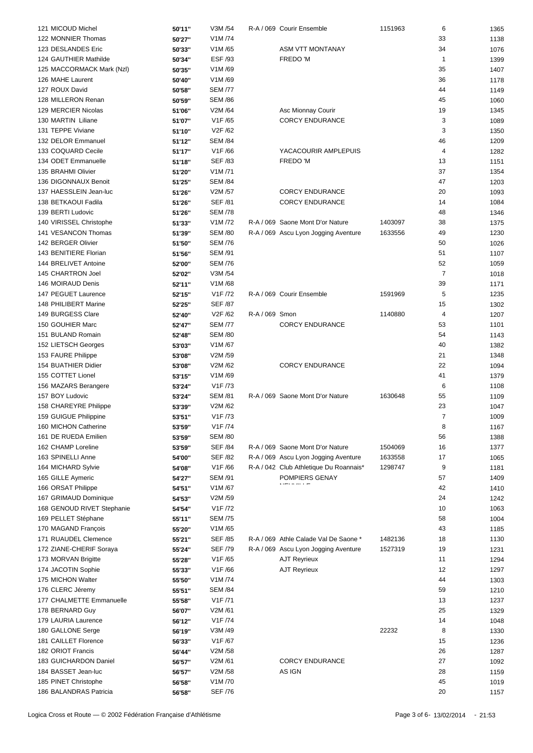| Place | Nom | Temps | Catégorie | Licence | Club | N° licence | Clt cat. | Dossard |
|---|---|---|---|---|---|---|---|---|
| 121 | MICOUD Michel | 50'11'' | V3M /54 | R-A / 069 | Courir Ensemble | 1151963 | 6 | 1365 |
| 122 | MONNIER Thomas | 50'27'' | V1M /74 | | | | 33 | 1138 |
| 123 | DESLANDES Eric | 50'33'' | V1M /65 | | ASM VTT MONTANAY | | 34 | 1076 |
| 124 | GAUTHIER Mathilde | 50'34'' | ESF /93 | | FREDO 'M | | 1 | 1399 |
| 125 | MACCORMACK Mark (Nzl) | 50'35'' | V1M /69 | | | | 35 | 1407 |
| 126 | MAHE Laurent | 50'40'' | V1M /69 | | | | 36 | 1178 |
| 127 | ROUX David | 50'58'' | SEM /77 | | | | 44 | 1149 |
| 128 | MILLERON Renan | 50'59'' | SEM /86 | | | | 45 | 1060 |
| 129 | MERCIER Nicolas | 51'06'' | V2M /64 | | Asc Mionnay Courir | | 19 | 1345 |
| 130 | MARTIN Liliane | 51'07'' | V1F /65 | | CORCY ENDURANCE | | 3 | 1089 |
| 131 | TEPPE Viviane | 51'10'' | V2F /62 | | | | 3 | 1350 |
| 132 | DELOR Emmanuel | 51'12'' | SEM /84 | | | | 46 | 1209 |
| 133 | COQUARD Cecile | 51'17'' | V1F /66 | | YACACOURIR AMPLEPUIS | | 4 | 1282 |
| 134 | ODET Emmanuelle | 51'18'' | SEF /83 | | FREDO 'M | | 13 | 1151 |
| 135 | BRAHMI Olivier | 51'20'' | V1M /71 | | | | 37 | 1354 |
| 136 | DIGONNAUX Benoit | 51'25'' | SEM /84 | | | | 47 | 1203 |
| 137 | HAESSLEIN Jean-luc | 51'26'' | V2M /57 | | CORCY ENDURANCE | | 20 | 1093 |
| 138 | BETKAOUI Fadila | 51'26'' | SEF /81 | | CORCY ENDURANCE | | 14 | 1084 |
| 139 | BERTI Ludovic | 51'26'' | SEM /78 | | | | 48 | 1346 |
| 140 | VIRISSEL Christophe | 51'33'' | V1M /72 | R-A / 069 | Saone Mont D'or Nature | 1403097 | 38 | 1375 |
| 141 | VESANCON Thomas | 51'39'' | SEM /80 | R-A / 069 | Ascu Lyon Jogging Aventure | 1633556 | 49 | 1230 |
| 142 | BERGER Olivier | 51'50'' | SEM /76 | | | | 50 | 1026 |
| 143 | BENITIERE Florian | 51'56'' | SEM /91 | | | | 51 | 1107 |
| 144 | BRELIVET Antoine | 52'00'' | SEM /76 | | | | 52 | 1059 |
| 145 | CHARTRON Joel | 52'02'' | V3M /54 | | | | 7 | 1018 |
| 146 | MOIRAUD Denis | 52'11'' | V1M /68 | | | | 39 | 1171 |
| 147 | PEGUET Laurence | 52'15'' | V1F /72 | R-A / 069 | Courir Ensemble | 1591969 | 5 | 1235 |
| 148 | PHILIBERT Marine | 52'25'' | SEF /87 | | | | 15 | 1302 |
| 149 | BURGESS Clare | 52'40'' | V2F /62 | R-A / 069 | Smon | 1140880 | 4 | 1207 |
| 150 | GOUHIER Marc | 52'47'' | SEM /77 | | CORCY ENDURANCE | | 53 | 1101 |
| 151 | BULAND Romain | 52'48'' | SEM /80 | | | | 54 | 1143 |
| 152 | LIETSCH Georges | 53'03'' | V1M /67 | | | | 40 | 1382 |
| 153 | FAURE Philippe | 53'08'' | V2M /59 | | | | 21 | 1348 |
| 154 | BUATHIER Didier | 53'08'' | V2M /62 | | CORCY ENDURANCE | | 22 | 1094 |
| 155 | COTTET Lionel | 53'15'' | V1M /69 | | | | 41 | 1379 |
| 156 | MAZARS Berangere | 53'24'' | V1F /73 | | | | 6 | 1108 |
| 157 | BOY Ludovic | 53'24'' | SEM /81 | R-A / 069 | Saone Mont D'or Nature | 1630648 | 55 | 1109 |
| 158 | CHAREYRE Philippe | 53'39'' | V2M /62 | | | | 23 | 1047 |
| 159 | GUIGUE Philippine | 53'51'' | V1F /73 | | | | 7 | 1009 |
| 160 | MICHON Catherine | 53'59'' | V1F /74 | | | | 8 | 1167 |
| 161 | DE RUEDA Emilien | 53'59'' | SEM /80 | | | | 56 | 1388 |
| 162 | CHAMP Loreline | 53'59'' | SEF /84 | R-A / 069 | Saone Mont D'or Nature | 1504069 | 16 | 1377 |
| 163 | SPINELLI Anne | 54'00'' | SEF /82 | R-A / 069 | Ascu Lyon Jogging Aventure | 1633558 | 17 | 1065 |
| 164 | MICHARD Sylvie | 54'08'' | V1F /66 | R-A / 042 | Club Athletique Du Roannais* | 1298747 | 9 | 1181 |
| 165 | GILLE Aymeric | 54'27'' | SEM /91 | | POMPIERS GENAY NEUVILLE | | 57 | 1409 |
| 166 | ORSAT Philippe | 54'51'' | V1M /67 | | | | 42 | 1410 |
| 167 | GRIMAUD Dominique | 54'53'' | V2M /59 | | | | 24 | 1242 |
| 168 | GENOUD RIVET Stephanie | 54'54'' | V1F /72 | | | | 10 | 1063 |
| 169 | PELLET Stéphane | 55'11'' | SEM /75 | | | | 58 | 1004 |
| 170 | MAGAND François | 55'20'' | V1M /65 | | | | 43 | 1185 |
| 171 | RUAUDEL Clemence | 55'21'' | SEF /85 | R-A / 069 | Athle Calade Val De Saone * | 1482136 | 18 | 1130 |
| 172 | ZIANE-CHERIF Soraya | 55'24'' | SEF /79 | R-A / 069 | Ascu Lyon Jogging Aventure | 1527319 | 19 | 1231 |
| 173 | MORVAN Brigitte | 55'28'' | V1F /65 | | AJT Reyrieux | | 11 | 1294 |
| 174 | JACOTIN Sophie | 55'33'' | V1F /66 | | AJT Reyrieux | | 12 | 1297 |
| 175 | MICHON Walter | 55'50'' | V1M /74 | | | | 44 | 1303 |
| 176 | CLERC Jéremy | 55'51'' | SEM /84 | | | | 59 | 1210 |
| 177 | CHALMETTE Emmanuelle | 55'58'' | V1F /71 | | | | 13 | 1237 |
| 178 | BERNARD Guy | 56'07'' | V2M /61 | | | | 25 | 1329 |
| 179 | LAURIA Laurence | 56'12'' | V1F /74 | | | | 14 | 1048 |
| 180 | GALLONE Serge | 56'19'' | V3M /49 | | | 22232 | 8 | 1330 |
| 181 | CAILLET Florence | 56'33'' | V1F /67 | | | | 15 | 1236 |
| 182 | ORIOT Francis | 56'44'' | V2M /58 | | | | 26 | 1287 |
| 183 | GUICHARDON Daniel | 56'57'' | V2M /61 | | CORCY ENDURANCE | | 27 | 1092 |
| 184 | BASSET Jean-luc | 56'57'' | V2M /58 | | AS IGN | | 28 | 1159 |
| 185 | PINET Christophe | 56'58'' | V1M /70 | | | | 45 | 1019 |
| 186 | BALANDRAS Patricia | 56'58'' | SEF /76 | | | | 20 | 1157 |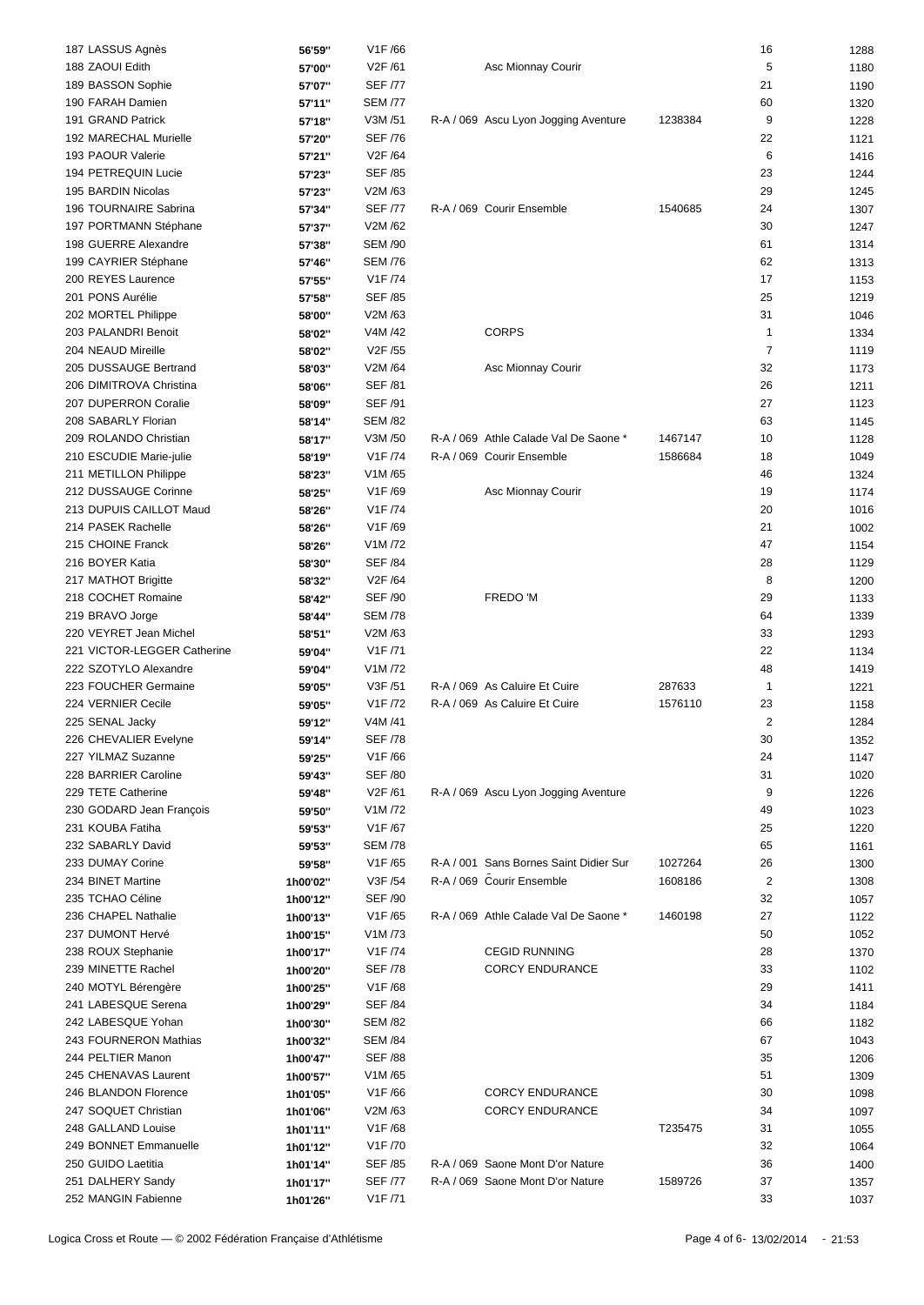| | | | | | | |
|---|---|---|---|---|---|---|
| 187 LASSUS Agnès | 56'59'' | V1F /66 | | | 16 | 1288 |
| 188 ZAOUI Edith | 57'00'' | V2F /61 | Asc Mionnay Courir | | 5 | 1180 |
| 189 BASSON Sophie | 57'07'' | SEF /77 | | | 21 | 1190 |
| 190 FARAH Damien | 57'11'' | SEM /77 | | | 60 | 1320 |
| 191 GRAND Patrick | 57'18'' | V3M /51 | R-A / 069 Ascu Lyon Jogging Aventure | 1238384 | 9 | 1228 |
| 192 MARECHAL Murielle | 57'20'' | SEF /76 | | | 22 | 1121 |
| 193 PAOUR Valerie | 57'21'' | V2F /64 | | | 6 | 1416 |
| 194 PETREQUIN Lucie | 57'23'' | SEF /85 | | | 23 | 1244 |
| 195 BARDIN Nicolas | 57'23'' | V2M /63 | | | 29 | 1245 |
| 196 TOURNAIRE Sabrina | 57'34'' | SEF /77 | R-A / 069 Courir Ensemble | 1540685 | 24 | 1307 |
| 197 PORTMANN Stéphane | 57'37'' | V2M /62 | | | 30 | 1247 |
| 198 GUERRE Alexandre | 57'38'' | SEM /90 | | | 61 | 1314 |
| 199 CAYRIER Stéphane | 57'46'' | SEM /76 | | | 62 | 1313 |
| 200 REYES Laurence | 57'55'' | V1F /74 | | | 17 | 1153 |
| 201 PONS Aurélie | 57'58'' | SEF /85 | | | 25 | 1219 |
| 202 MORTEL Philippe | 58'00'' | V2M /63 | | | 31 | 1046 |
| 203 PALANDRI Benoit | 58'02'' | V4M /42 | CORPS | | 1 | 1334 |
| 204 NEAUD Mireille | 58'02'' | V2F /55 | | | 7 | 1119 |
| 205 DUSSAUGE Bertrand | 58'03'' | V2M /64 | Asc Mionnay Courir | | 32 | 1173 |
| 206 DIMITROVA Christina | 58'06'' | SEF /81 | | | 26 | 1211 |
| 207 DUPERRON Coralie | 58'09'' | SEF /91 | | | 27 | 1123 |
| 208 SABARLY Florian | 58'14'' | SEM /82 | | | 63 | 1145 |
| 209 ROLANDO Christian | 58'17'' | V3M /50 | R-A / 069 Athle Calade Val De Saone * | 1467147 | 10 | 1128 |
| 210 ESCUDIE Marie-julie | 58'19'' | V1F /74 | R-A / 069 Courir Ensemble | 1586684 | 18 | 1049 |
| 211 METILLON Philippe | 58'23'' | V1M /65 | | | 46 | 1324 |
| 212 DUSSAUGE Corinne | 58'25'' | V1F /69 | Asc Mionnay Courir | | 19 | 1174 |
| 213 DUPUIS CAILLOT Maud | 58'26'' | V1F /74 | | | 20 | 1016 |
| 214 PASEK Rachelle | 58'26'' | V1F /69 | | | 21 | 1002 |
| 215 CHOINE Franck | 58'26'' | V1M /72 | | | 47 | 1154 |
| 216 BOYER Katia | 58'30'' | SEF /84 | | | 28 | 1129 |
| 217 MATHOT Brigitte | 58'32'' | V2F /64 | | | 8 | 1200 |
| 218 COCHET Romaine | 58'42'' | SEF /90 | FREDO 'M | | 29 | 1133 |
| 219 BRAVO Jorge | 58'44'' | SEM /78 | | | 64 | 1339 |
| 220 VEYRET Jean Michel | 58'51'' | V2M /63 | | | 33 | 1293 |
| 221 VICTOR-LEGGER Catherine | 59'04'' | V1F /71 | | | 22 | 1134 |
| 222 SZOTYLO Alexandre | 59'04'' | V1M /72 | | | 48 | 1419 |
| 223 FOUCHER Germaine | 59'05'' | V3F /51 | R-A / 069 As Caluire Et Cuire | 287633 | 1 | 1221 |
| 224 VERNIER Cecile | 59'05'' | V1F /72 | R-A / 069 As Caluire Et Cuire | 1576110 | 23 | 1158 |
| 225 SENAL Jacky | 59'12'' | V4M /41 | | | 2 | 1284 |
| 226 CHEVALIER Evelyne | 59'14'' | SEF /78 | | | 30 | 1352 |
| 227 YILMAZ Suzanne | 59'25'' | V1F /66 | | | 24 | 1147 |
| 228 BARRIER Caroline | 59'43'' | SEF /80 | | | 31 | 1020 |
| 229 TETE Catherine | 59'48'' | V2F /61 | R-A / 069 Ascu Lyon Jogging Aventure | | 9 | 1226 |
| 230 GODARD Jean François | 59'50'' | V1M /72 | | | 49 | 1023 |
| 231 KOUBA Fatiha | 59'53'' | V1F /67 | | | 25 | 1220 |
| 232 SABARLY David | 59'53'' | SEM /78 | | | 65 | 1161 |
| 233 DUMAY Corine | 59'58'' | V1F /65 | R-A / 001 Sans Bornes Saint Didier Sur | 1027264 | 26 | 1300 |
| 234 BINET Martine | 1h00'02'' | V3F /54 | R-A / 069 Courir Ensemble | 1608186 | 2 | 1308 |
| 235 TCHAO Céline | 1h00'12'' | SEF /90 | | | 32 | 1057 |
| 236 CHAPEL Nathalie | 1h00'13'' | V1F /65 | R-A / 069 Athle Calade Val De Saone * | 1460198 | 27 | 1122 |
| 237 DUMONT Hervé | 1h00'15'' | V1M /73 | | | 50 | 1052 |
| 238 ROUX Stephanie | 1h00'17'' | V1F /74 | CEGID RUNNING | | 28 | 1370 |
| 239 MINETTE Rachel | 1h00'20'' | SEF /78 | CORCY ENDURANCE | | 33 | 1102 |
| 240 MOTYL Bérengère | 1h00'25'' | V1F /68 | | | 29 | 1411 |
| 241 LABESQUE Serena | 1h00'29'' | SEF /84 | | | 34 | 1184 |
| 242 LABESQUE Yohan | 1h00'30'' | SEM /82 | | | 66 | 1182 |
| 243 FOURNERON Mathias | 1h00'32'' | SEM /84 | | | 67 | 1043 |
| 244 PELTIER Manon | 1h00'47'' | SEF /88 | | | 35 | 1206 |
| 245 CHENAVAS Laurent | 1h00'57'' | V1M /65 | | | 51 | 1309 |
| 246 BLANDON Florence | 1h01'05'' | V1F /66 | CORCY ENDURANCE | | 30 | 1098 |
| 247 SOQUET Christian | 1h01'06'' | V2M /63 | CORCY ENDURANCE | | 34 | 1097 |
| 248 GALLAND Louise | 1h01'11'' | V1F /68 | | T235475 | 31 | 1055 |
| 249 BONNET Emmanuelle | 1h01'12'' | V1F /70 | | | 32 | 1064 |
| 250 GUIDO Laetitia | 1h01'14'' | SEF /85 | R-A / 069 Saone Mont D'or Nature | | 36 | 1400 |
| 251 DALHERY Sandy | 1h01'17'' | SEF /77 | R-A / 069 Saone Mont D'or Nature | 1589726 | 37 | 1357 |
| 252 MANGIN Fabienne | 1h01'26'' | V1F /71 | | | 33 | 1037 |

Logica Cross et Route — © 2002 Fédération Française d'Athlétisme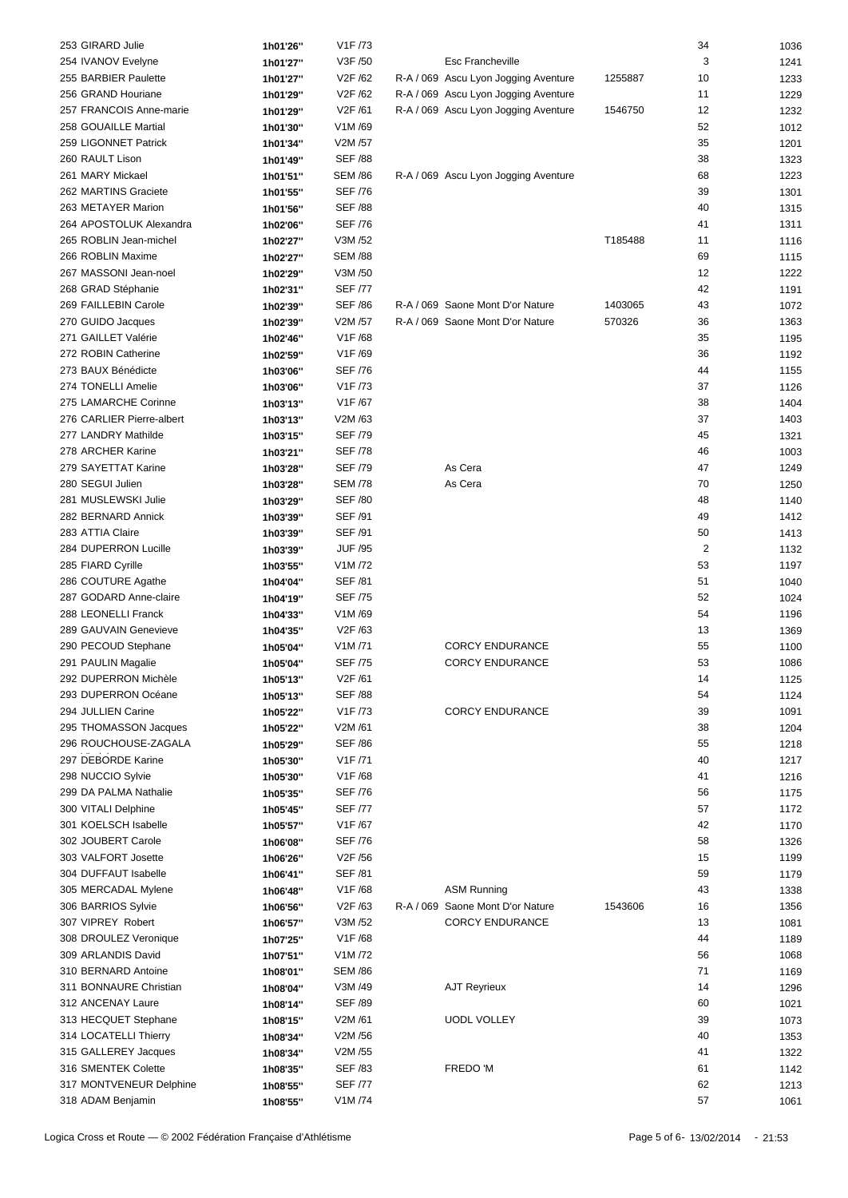| | | | | | | | |
|---|---|---|---|---|---|---|---|
| 253 GIRARD Julie | 1h01'26'' | V1F /73 | | | | 34 | 1036 |
| 254 IVANOV Evelyne | 1h01'27'' | V3F /50 | | Esc Francheville | | 3 | 1241 |
| 255 BARBIER Paulette | 1h01'27'' | V2F /62 | R-A / 069 | Ascu Lyon Jogging Aventure | 1255887 | 10 | 1233 |
| 256 GRAND Houriane | 1h01'29'' | V2F /62 | R-A / 069 | Ascu Lyon Jogging Aventure | | 11 | 1229 |
| 257 FRANCOIS Anne-marie | 1h01'29'' | V2F /61 | R-A / 069 | Ascu Lyon Jogging Aventure | 1546750 | 12 | 1232 |
| 258 GOUAILLE Martial | 1h01'30'' | V1M /69 | | | | 52 | 1012 |
| 259 LIGONNET Patrick | 1h01'34'' | V2M /57 | | | | 35 | 1201 |
| 260 RAULT Lison | 1h01'49'' | SEF /88 | | | | 38 | 1323 |
| 261 MARY Mickael | 1h01'51'' | SEM /86 | R-A / 069 | Ascu Lyon Jogging Aventure | | 68 | 1223 |
| 262 MARTINS Graciete | 1h01'55'' | SEF /76 | | | | 39 | 1301 |
| 263 METAYER Marion | 1h01'56'' | SEF /88 | | | | 40 | 1315 |
| 264 APOSTOLUK Alexandra | 1h02'06'' | SEF /76 | | | | 41 | 1311 |
| 265 ROBLIN Jean-michel | 1h02'27'' | V3M /52 | | | T185488 | 11 | 1116 |
| 266 ROBLIN Maxime | 1h02'27'' | SEM /88 | | | | 69 | 1115 |
| 267 MASSONI Jean-noel | 1h02'29'' | V3M /50 | | | | 12 | 1222 |
| 268 GRAD Stéphanie | 1h02'31'' | SEF /77 | | | | 42 | 1191 |
| 269 FAILLEBIN Carole | 1h02'39'' | SEF /86 | R-A / 069 | Saone Mont D'or Nature | 1403065 | 43 | 1072 |
| 270 GUIDO Jacques | 1h02'39'' | V2M /57 | R-A / 069 | Saone Mont D'or Nature | 570326 | 36 | 1363 |
| 271 GAILLET Valérie | 1h02'46'' | V1F /68 | | | | 35 | 1195 |
| 272 ROBIN Catherine | 1h02'59'' | V1F /69 | | | | 36 | 1192 |
| 273 BAUX Bénédicte | 1h03'06'' | SEF /76 | | | | 44 | 1155 |
| 274 TONELLI Amelie | 1h03'06'' | V1F /73 | | | | 37 | 1126 |
| 275 LAMARCHE Corinne | 1h03'13'' | V1F /67 | | | | 38 | 1404 |
| 276 CARLIER Pierre-albert | 1h03'13'' | V2M /63 | | | | 37 | 1403 |
| 277 LANDRY Mathilde | 1h03'15'' | SEF /79 | | | | 45 | 1321 |
| 278 ARCHER Karine | 1h03'21'' | SEF /78 | | | | 46 | 1003 |
| 279 SAYETTAT Karine | 1h03'28'' | SEF /79 | | As Cera | | 47 | 1249 |
| 280 SEGUI Julien | 1h03'28'' | SEM /78 | | As Cera | | 70 | 1250 |
| 281 MUSLEWSKI Julie | 1h03'29'' | SEF /80 | | | | 48 | 1140 |
| 282 BERNARD Annick | 1h03'39'' | SEF /91 | | | | 49 | 1412 |
| 283 ATTIA Claire | 1h03'39'' | SEF /91 | | | | 50 | 1413 |
| 284 DUPERRON Lucille | 1h03'39'' | JUF /95 | | | | 2 | 1132 |
| 285 FIARD Cyrille | 1h03'55'' | V1M /72 | | | | 53 | 1197 |
| 286 COUTURE Agathe | 1h04'04'' | SEF /81 | | | | 51 | 1040 |
| 287 GODARD Anne-claire | 1h04'19'' | SEF /75 | | | | 52 | 1024 |
| 288 LEONELLI Franck | 1h04'33'' | V1M /69 | | | | 54 | 1196 |
| 289 GAUVAIN Genevieve | 1h04'35'' | V2F /63 | | | | 13 | 1369 |
| 290 PECOUD Stephane | 1h05'04'' | V1M /71 | | CORCY ENDURANCE | | 55 | 1100 |
| 291 PAULIN Magalie | 1h05'04'' | SEF /75 | | CORCY ENDURANCE | | 53 | 1086 |
| 292 DUPERRON Michèle | 1h05'13'' | V2F /61 | | | | 14 | 1125 |
| 293 DUPERRON Océane | 1h05'13'' | SEF /88 | | | | 54 | 1124 |
| 294 JULLIEN Carine | 1h05'22'' | V1F /73 | | CORCY ENDURANCE | | 39 | 1091 |
| 295 THOMASSON Jacques | 1h05'22'' | V2M /61 | | | | 38 | 1204 |
| 296 ROUCHOUSE-ZAGALA | 1h05'29'' | SEF /86 | | | | 55 | 1218 |
| 297 DEBORDE Karine | 1h05'30'' | V1F /71 | | | | 40 | 1217 |
| 298 NUCCIO Sylvie | 1h05'30'' | V1F /68 | | | | 41 | 1216 |
| 299 DA PALMA Nathalie | 1h05'35'' | SEF /76 | | | | 56 | 1175 |
| 300 VITALI Delphine | 1h05'45'' | SEF /77 | | | | 57 | 1172 |
| 301 KOELSCH Isabelle | 1h05'57'' | V1F /67 | | | | 42 | 1170 |
| 302 JOUBERT Carole | 1h06'08'' | SEF /76 | | | | 58 | 1326 |
| 303 VALFORT Josette | 1h06'26'' | V2F /56 | | | | 15 | 1199 |
| 304 DUFFAUT Isabelle | 1h06'41'' | SEF /81 | | | | 59 | 1179 |
| 305 MERCADAL Mylene | 1h06'48'' | V1F /68 | | ASM Running | | 43 | 1338 |
| 306 BARRIOS Sylvie | 1h06'56'' | V2F /63 | R-A / 069 | Saone Mont D'or Nature | 1543606 | 16 | 1356 |
| 307 VIPREY Robert | 1h06'57'' | V3M /52 | | CORCY ENDURANCE | | 13 | 1081 |
| 308 DROULEZ Veronique | 1h07'25'' | V1F /68 | | | | 44 | 1189 |
| 309 ARLANDIS David | 1h07'51'' | V1M /72 | | | | 56 | 1068 |
| 310 BERNARD Antoine | 1h08'01'' | SEM /86 | | | | 71 | 1169 |
| 311 BONNAURE Christian | 1h08'04'' | V3M /49 | | AJT Reyrieux | | 14 | 1296 |
| 312 ANCENAY Laure | 1h08'14'' | SEF /89 | | | | 60 | 1021 |
| 313 HECQUET Stephane | 1h08'15'' | V2M /61 | | UODL VOLLEY | | 39 | 1073 |
| 314 LOCATELLI Thierry | 1h08'34'' | V2M /56 | | | | 40 | 1353 |
| 315 GALLEREY Jacques | 1h08'34'' | V2M /55 | | | | 41 | 1322 |
| 316 SMENTEK Colette | 1h08'35'' | SEF /83 | | FREDO 'M | | 61 | 1142 |
| 317 MONTVENEUR Delphine | 1h08'55'' | SEF /77 | | | | 62 | 1213 |
| 318 ADAM Benjamin | 1h08'55'' | V1M /74 | | | | 57 | 1061 |

Logica Cross et Route — © 2002 Fédération Française d'Athlétisme — 13/02/2014 - 21:53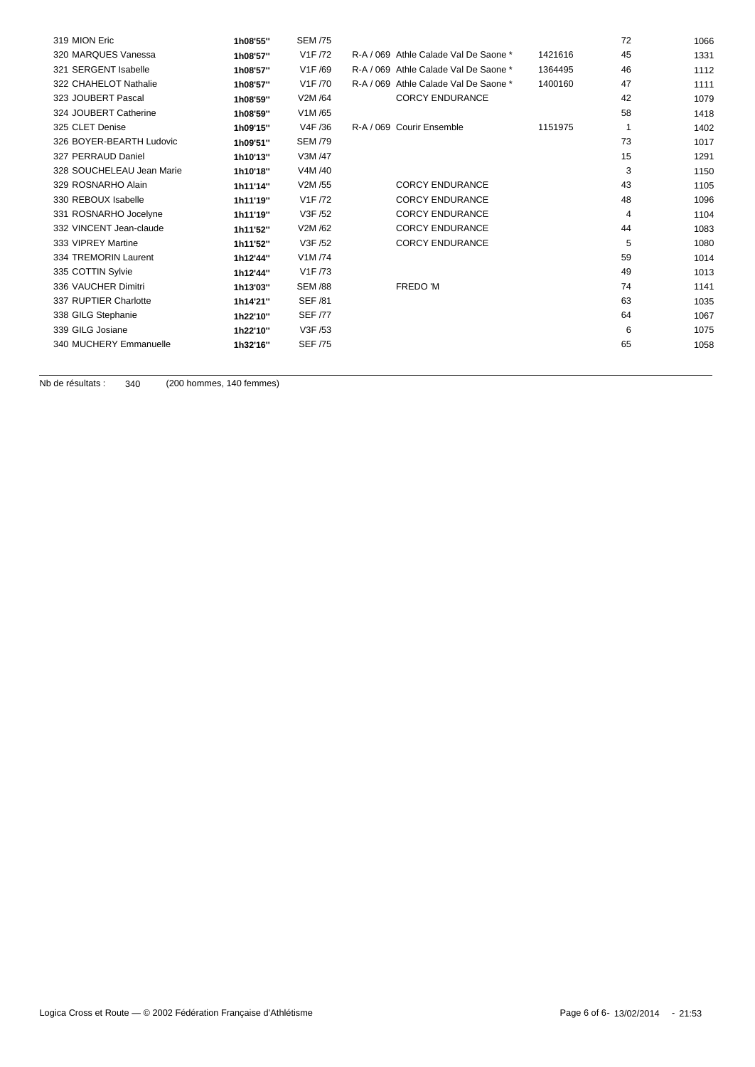| | | | | | | | |
|---|---|---|---|---|---|---|---|
| 319 MION Eric | 1h08'55'' | SEM /75 | | | | 72 | 1066 |
| 320 MARQUES Vanessa | 1h08'57'' | V1F /72 | R-A / 069 | Athle Calade Val De Saone * | 1421616 | 45 | 1331 |
| 321 SERGENT Isabelle | 1h08'57'' | V1F /69 | R-A / 069 | Athle Calade Val De Saone * | 1364495 | 46 | 1112 |
| 322 CHAHELOT Nathalie | 1h08'57'' | V1F /70 | R-A / 069 | Athle Calade Val De Saone * | 1400160 | 47 | 1111 |
| 323 JOUBERT Pascal | 1h08'59'' | V2M /64 | | CORCY ENDURANCE | | 42 | 1079 |
| 324 JOUBERT Catherine | 1h08'59'' | V1M /65 | | | | 58 | 1418 |
| 325 CLET Denise | 1h09'15'' | V4F /36 | R-A / 069 | Courir Ensemble | 1151975 | 1 | 1402 |
| 326 BOYER-BEARTH Ludovic | 1h09'51'' | SEM /79 | | | | 73 | 1017 |
| 327 PERRAUD Daniel | 1h10'13'' | V3M /47 | | | | 15 | 1291 |
| 328 SOUCHELEAU Jean Marie | 1h10'18'' | V4M /40 | | | | 3 | 1150 |
| 329 ROSNARHO Alain | 1h11'14'' | V2M /55 | | CORCY ENDURANCE | | 43 | 1105 |
| 330 REBOUX Isabelle | 1h11'19'' | V1F /72 | | CORCY ENDURANCE | | 48 | 1096 |
| 331 ROSNARHO Jocelyne | 1h11'19'' | V3F /52 | | CORCY ENDURANCE | | 4 | 1104 |
| 332 VINCENT Jean-claude | 1h11'52'' | V2M /62 | | CORCY ENDURANCE | | 44 | 1083 |
| 333 VIPREY Martine | 1h11'52'' | V3F /52 | | CORCY ENDURANCE | | 5 | 1080 |
| 334 TREMORIN Laurent | 1h12'44'' | V1M /74 | | | | 59 | 1014 |
| 335 COTTIN Sylvie | 1h12'44'' | V1F /73 | | | | 49 | 1013 |
| 336 VAUCHER Dimitri | 1h13'03'' | SEM /88 | | FREDO 'M | | 74 | 1141 |
| 337 RUPTIER Charlotte | 1h14'21'' | SEF /81 | | | | 63 | 1035 |
| 338 GILG Stephanie | 1h22'10'' | SEF /77 | | | | 64 | 1067 |
| 339 GILG Josiane | 1h22'10'' | V3F /53 | | | | 6 | 1075 |
| 340 MUCHERY Emmanuelle | 1h32'16'' | SEF /75 | | | | 65 | 1058 |

Nb de résultats : 340 (200 hommes, 140 femmes)

Logica Cross et Route — © 2002 Fédération Française d'Athlétisme 13/02/2014 - 21:53